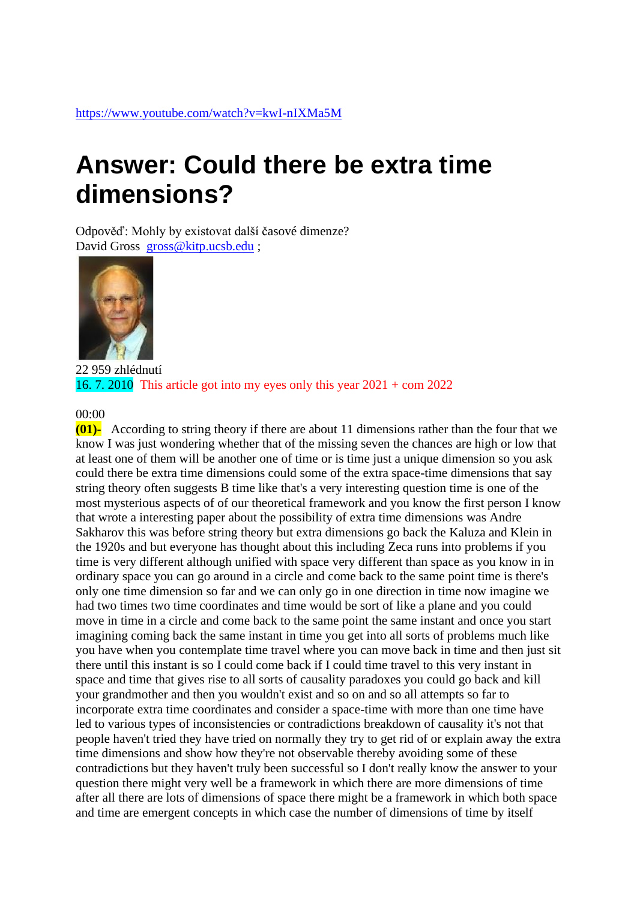https://www.youtube.com/watch?v=kwI-nIXMa5M

# Answer: Could there be extra time dimensions?

Odpověď: Mohly by existovat další časové dimenze?
David Gross gross@kitp.ucsb.edu ;

22 959 zhlédnutí
16. 7. 2010 This article got into my eyes only this year 2021 + com 2022

00:00
**(01)-** According to string theory if there are about 11 dimensions rather than the four that we know I was just wondering whether that of the missing seven the chances are high or low that at least one of them will be another one of time or is time just a unique dimension so you ask could there be extra time dimensions could some of the extra space-time dimensions that say string theory often suggests B time like that's a very interesting question time is one of the most mysterious aspects of of our theoretical framework and you know the first person I know that wrote a interesting paper about the possibility of extra time dimensions was Andre Sakharov this was before string theory but extra dimensions go back the Kaluza and Klein in the 1920s and but everyone has thought about this including Zeca runs into problems if you time is very different although unified with space very different than space as you know in in ordinary space you can go around in a circle and come back to the same point time is there's only one time dimension so far and we can only go in one direction in time now imagine we had two times two time coordinates and time would be sort of like a plane and you could move in time in a circle and come back to the same point the same instant and once you start imagining coming back the same instant in time you get into all sorts of problems much like you have when you contemplate time travel where you can move back in time and then just sit there until this instant is so I could come back if I could time travel to this very instant in space and time that gives rise to all sorts of causality paradoxes you could go back and kill your grandmother and then you wouldn't exist and so on and so all attempts so far to incorporate extra time coordinates and consider a space-time with more than one time have led to various types of inconsistencies or contradictions breakdown of causality it's not that people haven't tried they have tried on normally they try to get rid of or explain away the extra time dimensions and show how they're not observable thereby avoiding some of these contradictions but they haven't truly been successful so I don't really know the answer to your question there might very well be a framework in which there are more dimensions of time after all there are lots of dimensions of space there might be a framework in which both space and time are emergent concepts in which case the number of dimensions of time by itself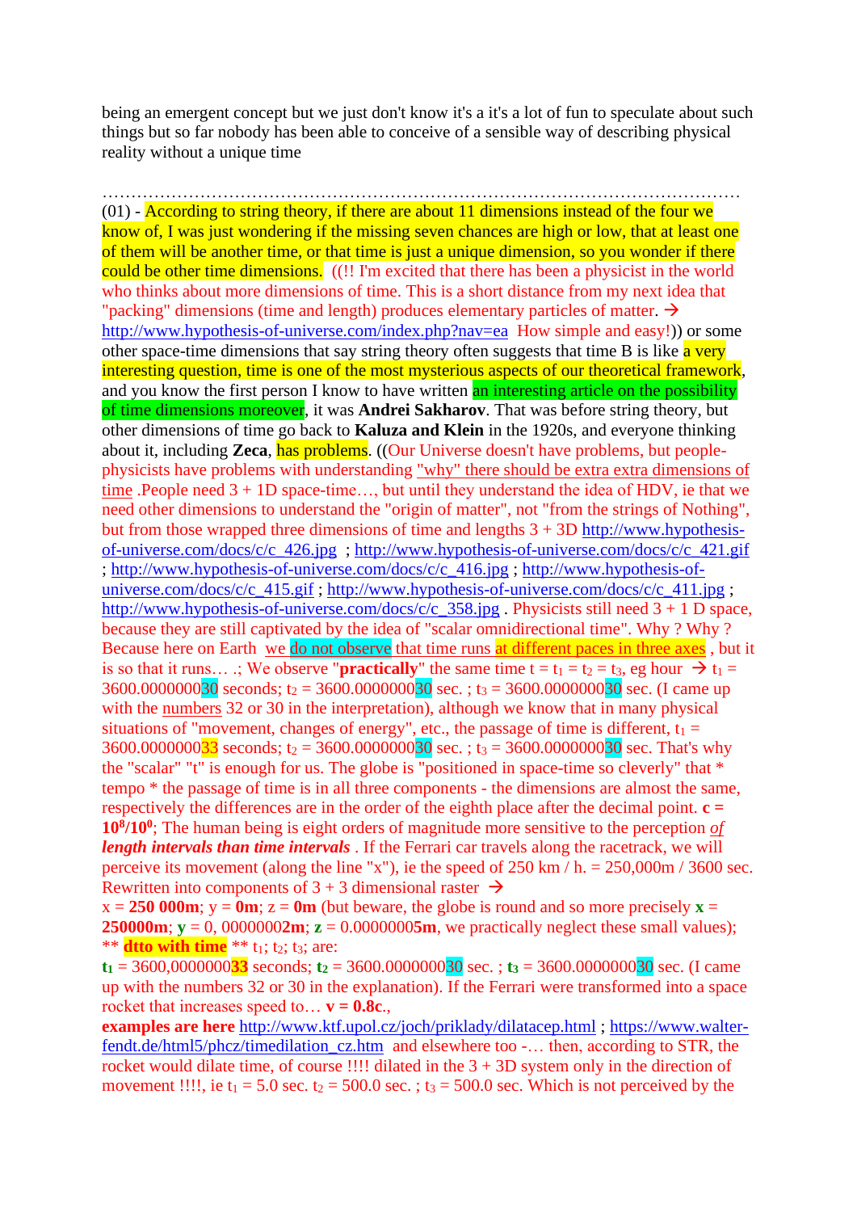being an emergent concept but we just don't know it's a it's a lot of fun to speculate about such things but so far nobody has been able to conceive of a sensible way of describing physical reality without a unique time

…………………………………………………………………………………………………………

(01) - According to string theory, if there are about 11 dimensions instead of the four we know of, I was just wondering if the missing seven chances are high or low, that at least one of them will be another time, or that time is just a unique dimension, so you wonder if there could be other time dimensions. ((!! I'm excited that there has been a physicist in the world who thinks about more dimensions of time. This is a short distance from my next idea that "packing" dimensions (time and length) produces elementary particles of matter. → http://www.hypothesis-of-universe.com/index.php?nav=ea How simple and easy!)) or some other space-time dimensions that say string theory often suggests that time B is like a very interesting question, time is one of the most mysterious aspects of our theoretical framework, and you know the first person I know to have written an interesting article on the possibility of time dimensions moreover, it was **Andrei Sakharov**. That was before string theory, but other dimensions of time go back to **Kaluza and Klein** in the 1920s, and everyone thinking about it, including **Zeca**, has problems. ((Our Universe doesn't have problems, but people-physicists have problems with understanding "why" there should be extra extra dimensions of time .People need 3 + 1D space-time…, but until they understand the idea of HDV, ie that we need other dimensions to understand the "origin of matter", not "from the strings of Nothing", but from those wrapped three dimensions of time and lengths 3 + 3D http://www.hypothesis-of-universe.com/docs/c/c_426.jpg ; http://www.hypothesis-of-universe.com/docs/c/c_421.gif ; http://www.hypothesis-of-universe.com/docs/c/c_416.jpg ; http://www.hypothesis-of-universe.com/docs/c/c_415.gif ; http://www.hypothesis-of-universe.com/docs/c/c_411.jpg ; http://www.hypothesis-of-universe.com/docs/c/c_358.jpg . Physicists still need 3 + 1 D space, because they are still captivated by the idea of "scalar omnidirectional time". Why ? Why ? Because here on Earth we do not observe that time runs at different paces in three axes , but it is so that it runs… .; We observe "**practically**" the same time $t = t_1 = t_2 = t_3$, eg hour → $t_1$ = 3600.000000030 seconds; $t_2$ = 3600.000000030 sec. ; $t_3$ = 3600.000000030 sec. (I came up with the numbers 32 or 30 in the interpretation), although we know that in many physical situations of "movement, changes of energy", etc., the passage of time is different, $t_1$ = 3600.000000033 seconds; $t_2$ = 3600.000000030 sec. ; $t_3$ = 3600.000000030 sec. That's why the "scalar" "t" is enough for us. The globe is "positioned in space-time so cleverly" that * tempo * the passage of time is in all three components - the dimensions are almost the same, respectively the differences are in the order of the eighth place after the decimal point. $\mathbf{c = 10^8/10^0}$; The human being is eight orders of magnitude more sensitive to the perception ***of length intervals than time intervals*** . If the Ferrari car travels along the racetrack, we will perceive its movement (along the line "x"), ie the speed of 250 km / h. = 250,000m / 3600 sec. Rewritten into components of 3 + 3 dimensional raster →

x = **250 000m**; y = **0m**; z = **0m** (but beware, the globe is round and so more precisely **x** = **250000m**; **y** = 0, 00000002**m**; **z** = 0.00000005**m**, we practically neglect these small values); ** **dtto with time** ** $t_1$; $t_2$; $t_3$; are:

$\mathbf{t_1}$ = 3600,000000**33** seconds; $\mathbf{t_2}$ = 3600.000000030 sec. ; $\mathbf{t_3}$ = 3600.000000030 sec. (I came up with the numbers 32 or 30 in the explanation). If the Ferrari were transformed into a space rocket that increases speed to… $\mathbf{v = 0.8c}$.,

**examples are here** http://www.ktf.upol.cz/joch/priklady/dilatacep.html ; https://www.walter-fendt.de/html5/phcz/timedilation_cz.htm and elsewhere too -… then, according to STR, the rocket would dilate time, of course !!!! dilated in the 3 + 3D system only in the direction of movement !!!!, ie $t_1$ = 5.0 sec. $t_2$ = 500.0 sec. ; $t_3$ = 500.0 sec. Which is not perceived by the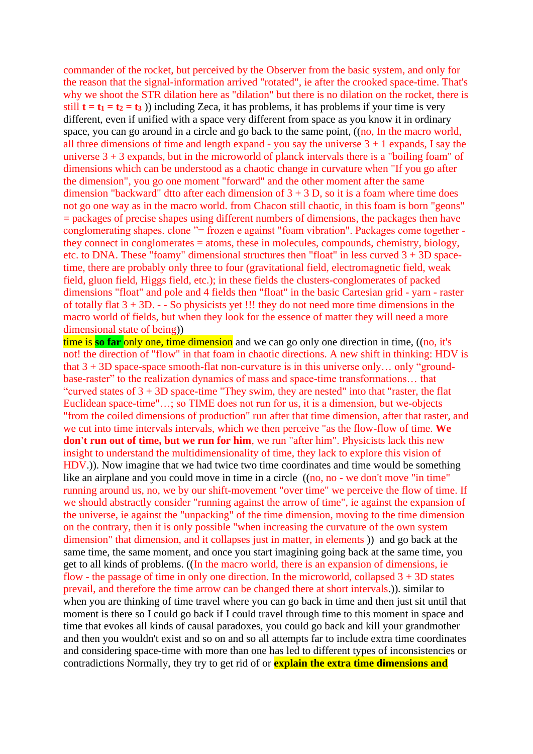commander of the rocket, but perceived by the Observer from the basic system, and only for the reason that the signal-information arrived "rotated", ie after the crooked space-time. That's why we shoot the STR dilation here as "dilation" but there is no dilation on the rocket, there is still $t = t_1 = t_2 = t_3$ )) including Zeca, it has problems, it has problems if your time is very different, even if unified with a space very different from space as you know it in ordinary space, you can go around in a circle and go back to the same point, ((no, In the macro world, all three dimensions of time and length expand - you say the universe 3 + 1 expands, I say the universe 3 + 3 expands, but in the microworld of planck intervals there is a "boiling foam" of dimensions which can be understood as a chaotic change in curvature when "If you go after the dimension", you go one moment "forward" and the other moment after the same dimension "backward" dtto after each dimension of 3 + 3 D, so it is a foam where time does not go one way as in the macro world. from Chacon still chaotic, in this foam is born "geons" = packages of precise shapes using different numbers of dimensions, the packages then have conglomerating shapes. clone "= frozen e against "foam vibration". Packages come together - they connect in conglomerates = atoms, these in molecules, compounds, chemistry, biology, etc. to DNA. These "foamy" dimensional structures then "float" in less curved 3 + 3D space-time, there are probably only three to four (gravitational field, electromagnetic field, weak field, gluon field, Higgs field, etc.); in these fields the clusters-conglomerates of packed dimensions "float" and pole and 4 fields then "float" in the basic Cartesian grid - yarn - raster of totally flat 3 + 3D. - - So physicists yet !!! they do not need more time dimensions in the macro world of fields, but when they look for the essence of matter they will need a more dimensional state of being))

time is **so far** only one, time dimension and we can go only one direction in time, ((no, it's not! the direction of "flow" in that foam in chaotic directions. A new shift in thinking: HDV is that 3 + 3D space-space smooth-flat non-curvature is in this universe only… only "ground-base-raster" to the realization dynamics of mass and space-time transformations… that "curved states of 3 + 3D space-time "They swim, they are nested" into that "raster, the flat Euclidean space-time"…; so TIME does not run for us, it is a dimension, but we-objects "from the coiled dimensions of production" run after that time dimension, after that raster, and we cut into time intervals intervals, which we then perceive "as the flow-flow of time. **We don't run out of time, but we run for him**, we run "after him". Physicists lack this new insight to understand the multidimensionality of time, they lack to explore this vision of HDV.)). Now imagine that we had twice two time coordinates and time would be something like an airplane and you could move in time in a circle ((no, no - we don't move "in time" running around us, no, we by our shift-movement "over time" we perceive the flow of time. If we should abstractly consider "running against the arrow of time", ie against the expansion of the universe, ie against the "unpacking" of the time dimension, moving to the time dimension on the contrary, then it is only possible "when increasing the curvature of the own system dimension" that dimension, and it collapses just in matter, in elements )) and go back at the same time, the same moment, and once you start imagining going back at the same time, you get to all kinds of problems. ((In the macro world, there is an expansion of dimensions, ie flow - the passage of time in only one direction. In the microworld, collapsed 3 + 3D states prevail, and therefore the time arrow can be changed there at short intervals.)). similar to when you are thinking of time travel where you can go back in time and then just sit until that moment is there so I could go back if I could travel through time to this moment in space and time that evokes all kinds of causal paradoxes, you could go back and kill your grandmother and then you wouldn't exist and so on and so all attempts far to include extra time coordinates and considering space-time with more than one has led to different types of inconsistencies or contradictions Normally, they try to get rid of or **explain the extra time dimensions and**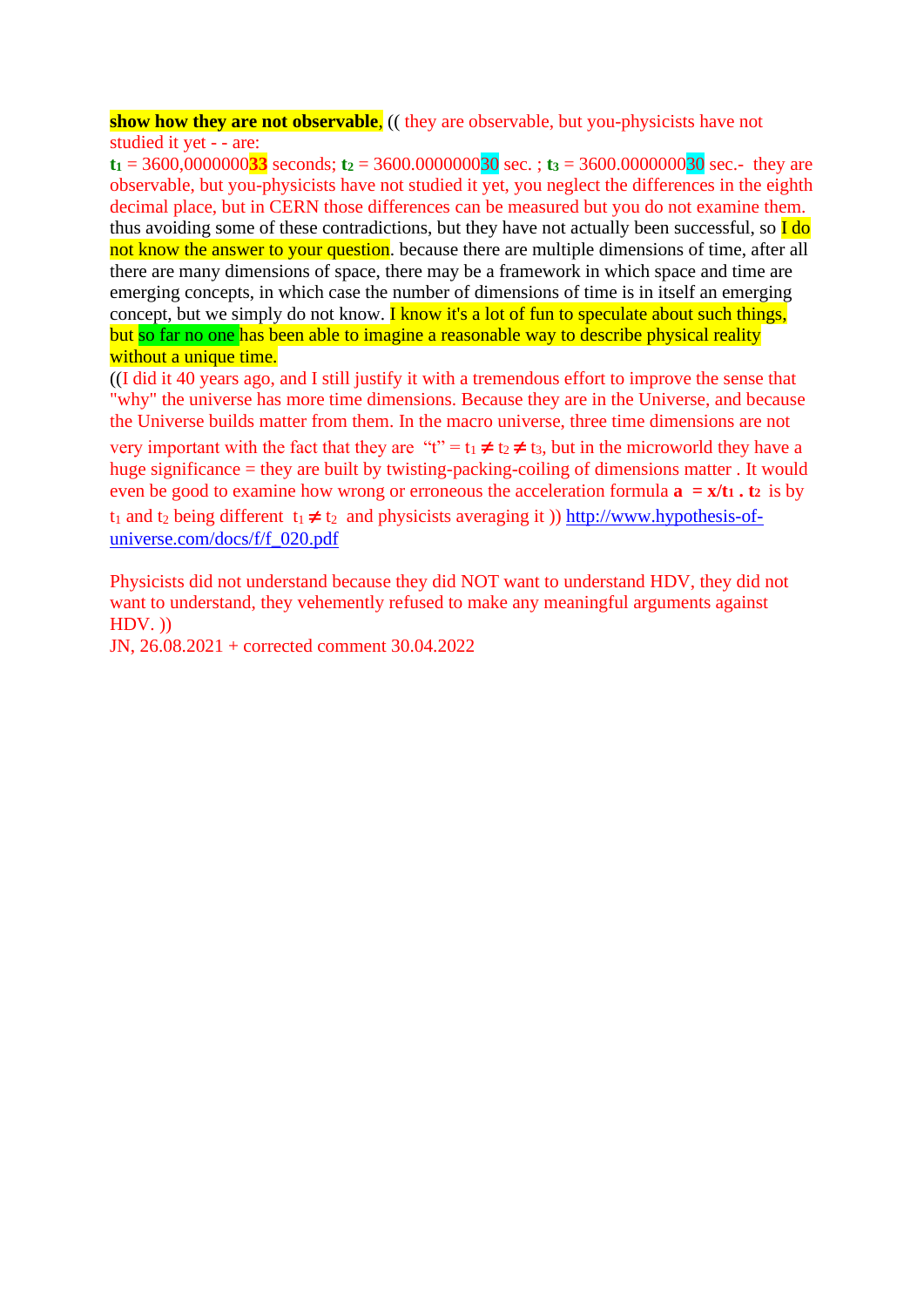**show how they are not observable**, (( they are observable, but you-physicists have not studied it yet - - are:

$t_1$ = 3600,000000033 seconds; $t_2$ = 3600.000000030 sec. ; $t_3$ = 3600.000000030 sec.- they are observable, but you-physicists have not studied it yet, you neglect the differences in the eighth decimal place, but in CERN those differences can be measured but you do not examine them. thus avoiding some of these contradictions, but they have not actually been successful, so I do not know the answer to your question. because there are multiple dimensions of time, after all there are many dimensions of space, there may be a framework in which space and time are emerging concepts, in which case the number of dimensions of time is in itself an emerging concept, but we simply do not know. I know it's a lot of fun to speculate about such things, but so far no one has been able to imagine a reasonable way to describe physical reality without a unique time.

((I did it 40 years ago, and I still justify it with a tremendous effort to improve the sense that "why" the universe has more time dimensions. Because they are in the Universe, and because the Universe builds matter from them. In the macro universe, three time dimensions are not very important with the fact that they are "t" = $t_1 \neq t_2 \neq t_3$, but in the microworld they have a huge significance = they are built by twisting-packing-coiling of dimensions matter . It would even be good to examine how wrong or erroneous the acceleration formula $\mathbf{a} = \mathbf{x/t_1 \cdot t_2}$ is by $t_1$ and $t_2$ being different $t_1 \neq t_2$ and physicists averaging it )) http://www.hypothesis-of-universe.com/docs/f/f_020.pdf

Physicists did not understand because they did NOT want to understand HDV, they did not want to understand, they vehemently refused to make any meaningful arguments against HDV. ))

JN, 26.08.2021 + corrected comment 30.04.2022